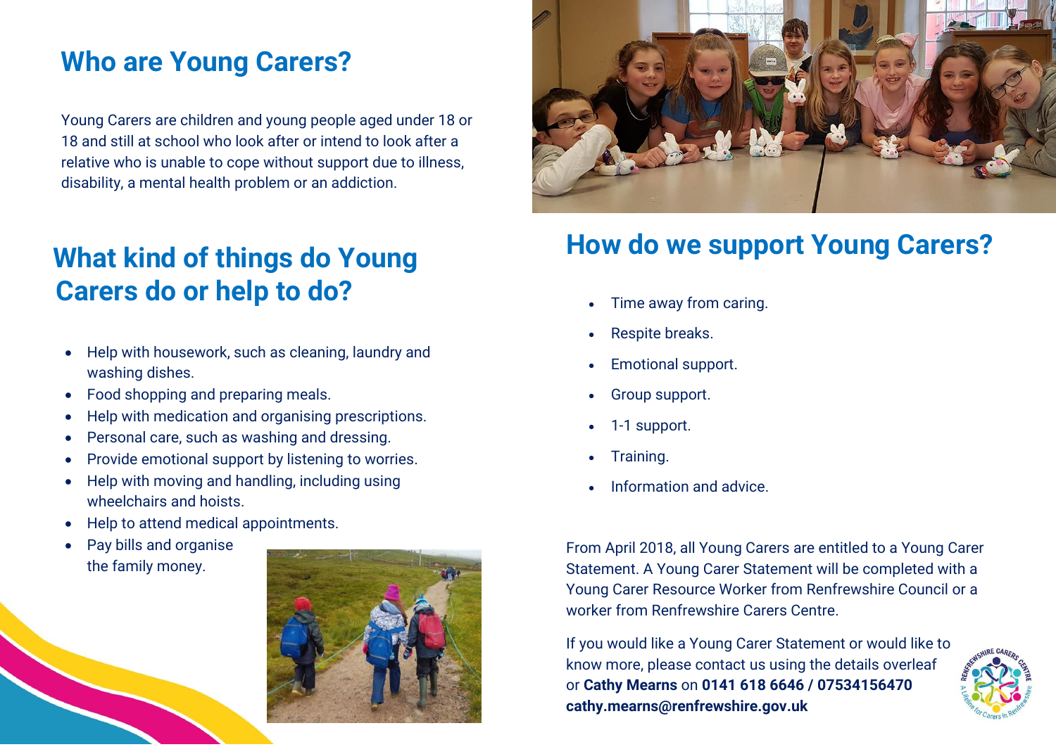## Who are Young Carers?

Young Carers are children and young people aged under 18 or 18 and still at school who look after or intend to look after a relative who is unable to cope without support due to illness, disability, a mental health problem or an addiction.

## What kind of things do Young Carers do or help to do?

- Help with housework, such as cleaning, laundry and washing dishes.
- Food shopping and preparing meals.
- Help with medication and organising prescriptions.
- Personal care, such as washing and dressing.
- Provide emotional support by listening to worries.
- Help with moving and handling, including using wheelchairs and hoists.
- Help to attend medical appointments.
- Pay bills and organise the family money.

## How do we support Young Carers?

- Time away from caring.
- Respite breaks.
- Emotional support.
- Group support.
- 1-1 support.
- Training.
- Information and advice.

From April 2018, all Young Carers are entitled to a Young Carer Statement. A Young Carer Statement will be completed with a Young Carer Resource Worker from Renfrewshire Council or a worker from Renfrewshire Carers Centre.

If you would like a Young Carer Statement or would like to know more, please contact us using the details overleaf or **Cathy Mearns** on **0141 618 6646 / 07534156470** **cathy.mearns@renfrewshire.gov.uk**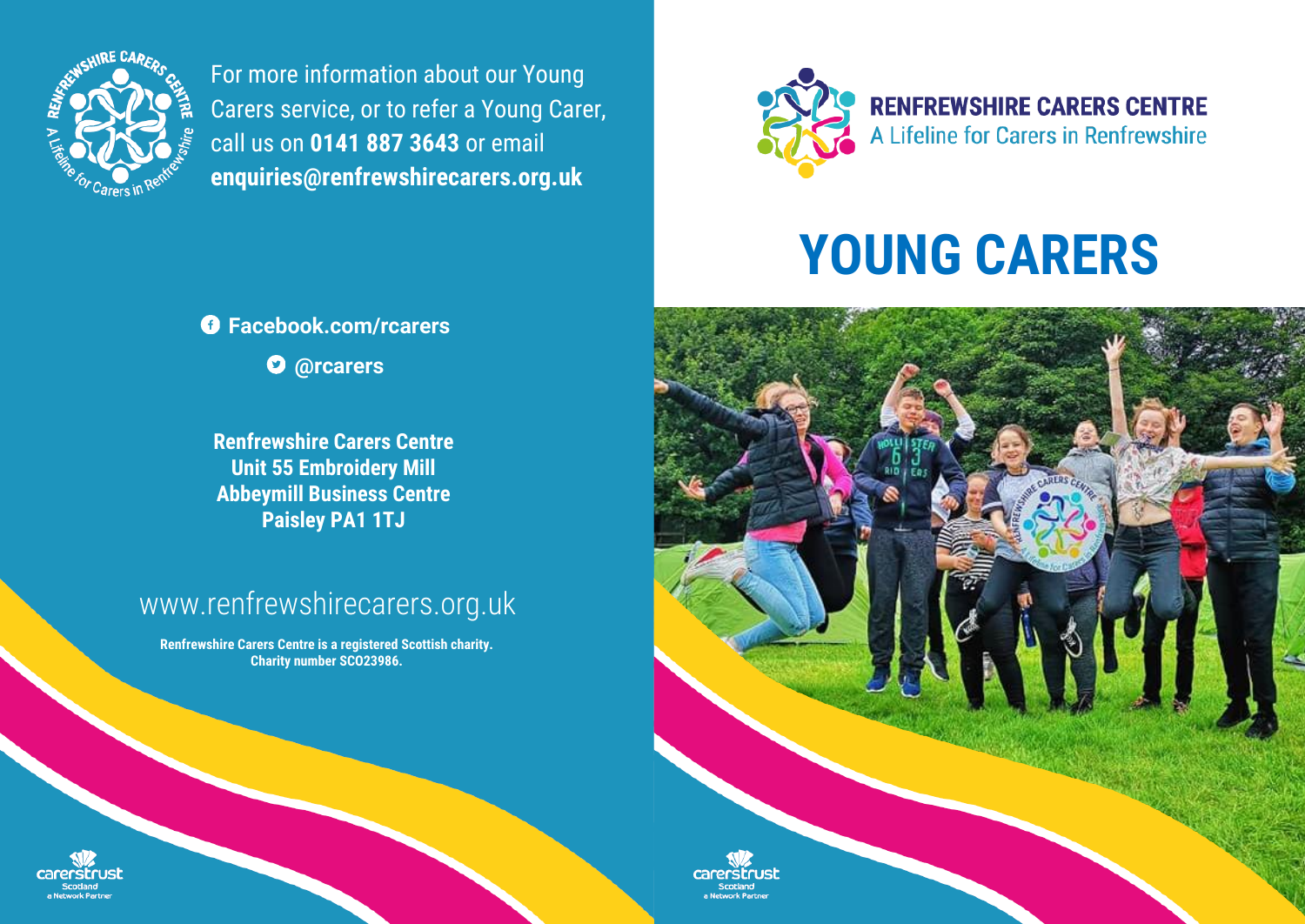For more information about our Young Carers service, or to refer a Young Carer, call us on **0141 887 3643** or email **enquiries@renfrewshirecarers.org.uk**

**Facebook.com/rcarers**

**@rcarers**

**Renfrewshire Carers Centre**
**Unit 55 Embroidery Mill**
**Abbeymill Business Centre**
**Paisley PA1 1TJ**

www.renfrewshirecarers.org.uk

**Renfrewshire Carers Centre is a registered Scottish charity.**
**Charity number SCO23986.**

carerstrust Scotland
a Network Partner

**RENFREWSHIRE CARERS CENTRE**
A Lifeline for Carers in Renfrewshire

# YOUNG CARERS

carerstrust Scotland
a Network Partner